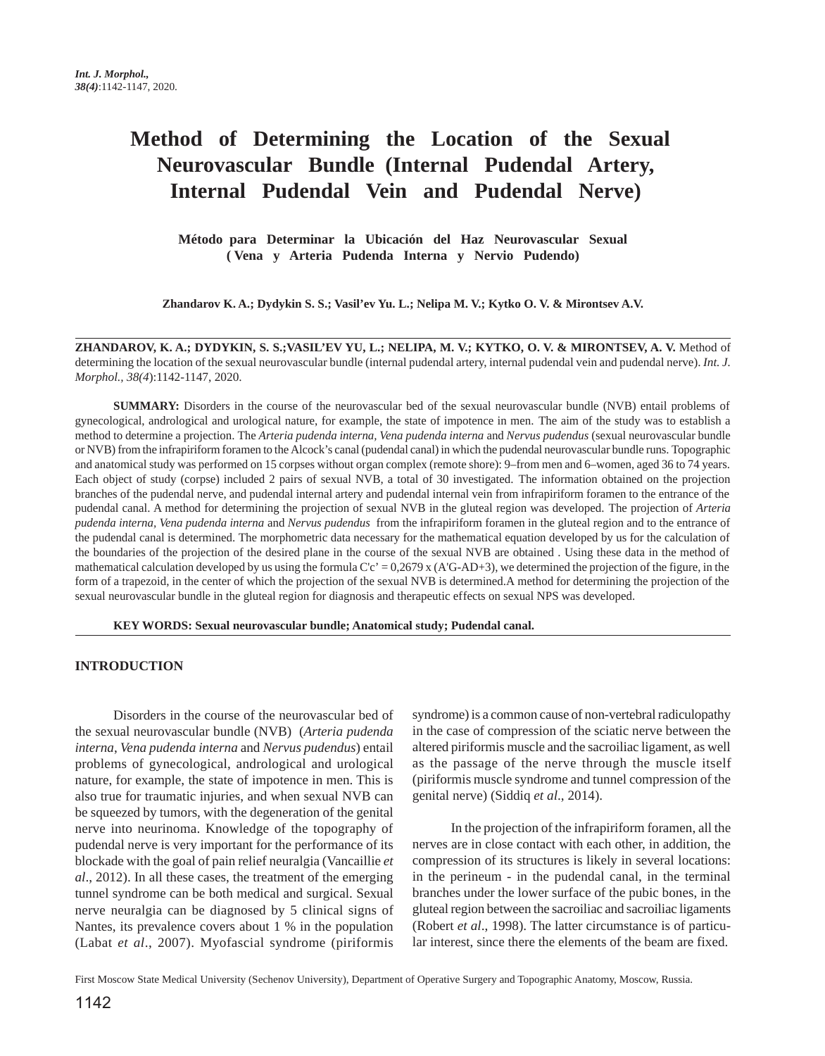# Method of Determining the Location of the Sexual Neurovascular Bundle (Internal Pudendal Artery, Internal Pudendal Vein and Pudendal Nerve)

### Método para Determinar la Ubicación del Haz Neurovascular Sexual ( Vena y Arteria Pudenda Interna y Nervio Pudendo)

**Zhandarov K. A.; Dydykin S. S.; Vasil'ev Yu. L.; Nelipa M. V.; Kytko O. V. & Mirontsev A.V.**

---

**ZHANDAROV, K. A.; DYDYKIN, S. S.;VASIL'EV YU, L.; NELIPA, M. V.; KYTKO, O. V. & MIRONTSEV, A. V.** Method of determining the location of the sexual neurovascular bundle (internal pudendal artery, internal pudendal vein and pudendal nerve). *Int. J. Morphol., 38(4)*:1142-1147, 2020.

**SUMMARY:** Disorders in the course of the neurovascular bed of the sexual neurovascular bundle (NVB) entail problems of gynecological, andrological and urological nature, for example, the state of impotence in men. The aim of the study was to establish a method to determine a projection. The *Arteria pudenda interna, Vena pudenda interna* and *Nervus pudendus* (sexual neurovascular bundle or NVB) from the infrapiriform foramen to the Alcock's canal (pudendal canal) in which the pudendal neurovascular bundle runs. Topographic and anatomical study was performed on 15 corpses without organ complex (remote shore): 9–from men and 6–women, aged 36 to 74 years. Each object of study (corpse) included 2 pairs of sexual NVB, a total of 30 investigated. The information obtained on the projection branches of the pudendal nerve, and pudendal internal artery and pudendal internal vein from infrapiriform foramen to the entrance of the pudendal canal. A method for determining the projection of sexual NVB in the gluteal region was developed. The projection of *Arteria pudenda interna, Vena pudenda interna* and *Nervus pudendus* from the infrapiriform foramen in the gluteal region and to the entrance of the pudendal canal is determined. The morphometric data necessary for the mathematical equation developed by us for the calculation of the boundaries of the projection of the desired plane in the course of the sexual NVB are obtained . Using these data in the method of mathematical calculation developed by us using the formula C'c' = 0,2679 x (A'G-AD+3), we determined the projection of the figure, in the form of a trapezoid, in the center of which the projection of the sexual NVB is determined.A method for determining the projection of the sexual neurovascular bundle in the gluteal region for diagnosis and therapeutic effects on sexual NPS was developed.

**KEY WORDS: Sexual neurovascular bundle; Anatomical study; Pudendal canal.**

---

## INTRODUCTION

Disorders in the course of the neurovascular bed of the sexual neurovascular bundle (NVB) (*Arteria pudenda interna*, *Vena pudenda interna* and *Nervus pudendus*) entail problems of gynecological, andrological and urological nature, for example, the state of impotence in men. This is also true for traumatic injuries, and when sexual NVB can be squeezed by tumors, with the degeneration of the genital nerve into neurinoma. Knowledge of the topography of pudendal nerve is very important for the performance of its blockade with the goal of pain relief neuralgia (Vancaillie *et al*., 2012). In all these cases, the treatment of the emerging tunnel syndrome can be both medical and surgical. Sexual nerve neuralgia can be diagnosed by 5 clinical signs of Nantes, its prevalence covers about 1 % in the population (Labat *et al*., 2007). Myofascial syndrome (piriformis syndrome) is a common cause of non-vertebral radiculopathy in the case of compression of the sciatic nerve between the altered piriformis muscle and the sacroiliac ligament, as well as the passage of the nerve through the muscle itself (piriformis muscle syndrome and tunnel compression of the genital nerve) (Siddiq *et al*., 2014).

In the projection of the infrapiriform foramen, all the nerves are in close contact with each other, in addition, the compression of its structures is likely in several locations: in the perineum - in the pudendal canal, in the terminal branches under the lower surface of the pubic bones, in the gluteal region between the sacroiliac and sacroiliac ligaments (Robert *et al*., 1998). The latter circumstance is of particular interest, since there the elements of the beam are fixed.

First Moscow State Medical University (Sechenov University), Department of Operative Surgery and Topographic Anatomy, Moscow, Russia.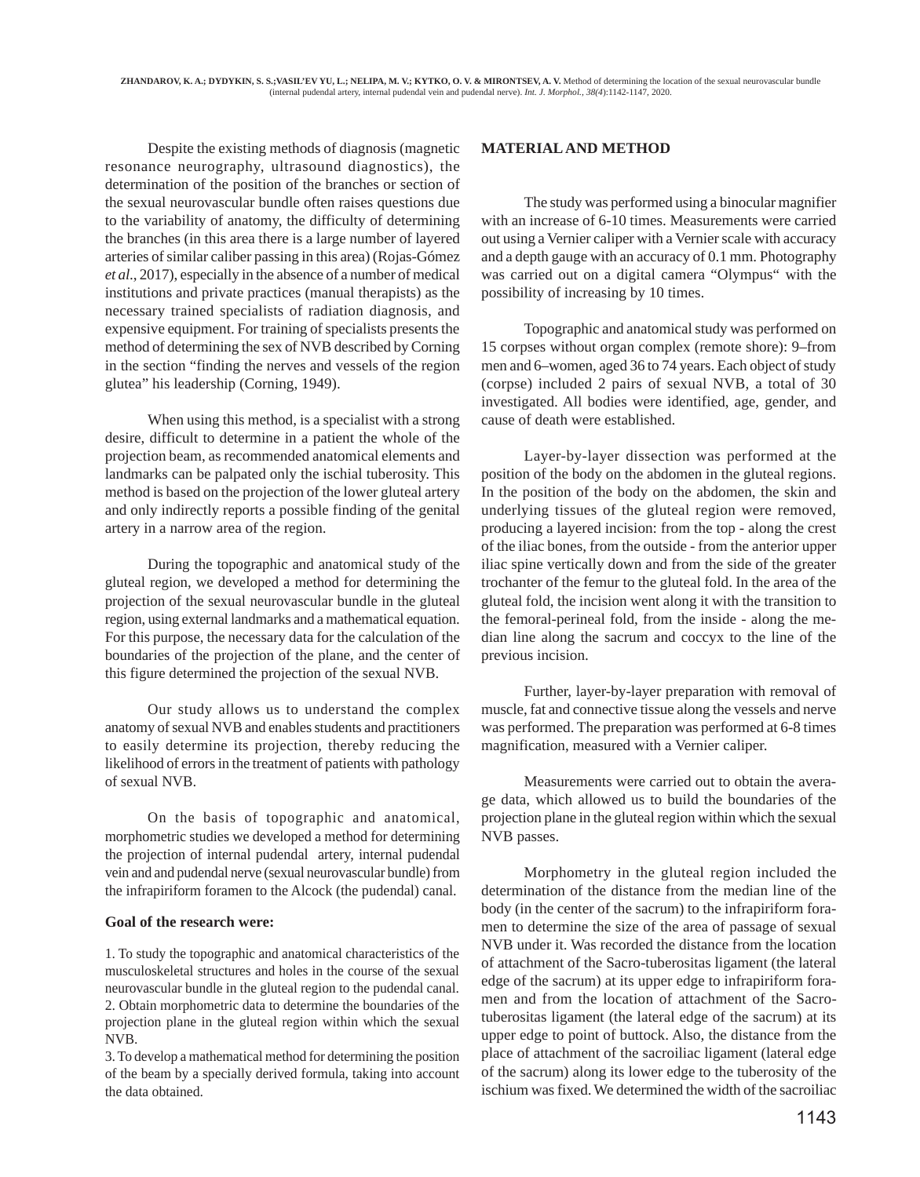Despite the existing methods of diagnosis (magnetic resonance neurography, ultrasound diagnostics), the determination of the position of the branches or section of the sexual neurovascular bundle often raises questions due to the variability of anatomy, the difficulty of determining the branches (in this area there is a large number of layered arteries of similar caliber passing in this area) (Rojas-Gómez *et al*., 2017), especially in the absence of a number of medical institutions and private practices (manual therapists) as the necessary trained specialists of radiation diagnosis, and expensive equipment. For training of specialists presents the method of determining the sex of NVB described by Corning in the section "finding the nerves and vessels of the region glutea" his leadership (Corning, 1949).

When using this method, is a specialist with a strong desire, difficult to determine in a patient the whole of the projection beam, as recommended anatomical elements and landmarks can be palpated only the ischial tuberosity. This method is based on the projection of the lower gluteal artery and only indirectly reports a possible finding of the genital artery in a narrow area of the region.

During the topographic and anatomical study of the gluteal region, we developed a method for determining the projection of the sexual neurovascular bundle in the gluteal region, using external landmarks and a mathematical equation. For this purpose, the necessary data for the calculation of the boundaries of the projection of the plane, and the center of this figure determined the projection of the sexual NVB.

Our study allows us to understand the complex anatomy of sexual NVB and enables students and practitioners to easily determine its projection, thereby reducing the likelihood of errors in the treatment of patients with pathology of sexual NVB.

On the basis of topographic and anatomical, morphometric studies we developed a method for determining the projection of internal pudendal artery, internal pudendal vein and and pudendal nerve (sexual neurovascular bundle) from the infrapiriform foramen to the Alcock (the pudendal) canal.

**Goal of the research were:**

1. To study the topographic and anatomical characteristics of the musculoskeletal structures and holes in the course of the sexual neurovascular bundle in the gluteal region to the pudendal canal.
2. Obtain morphometric data to determine the boundaries of the projection plane in the gluteal region within which the sexual NVB.
3. To develop a mathematical method for determining the position of the beam by a specially derived formula, taking into account the data obtained.

**MATERIAL AND METHOD**

The study was performed using a binocular magnifier with an increase of 6-10 times. Measurements were carried out using a Vernier caliper with a Vernier scale with accuracy and a depth gauge with an accuracy of 0.1 mm. Photography was carried out on a digital camera "Olympus" with the possibility of increasing by 10 times.

Topographic and anatomical study was performed on 15 corpses without organ complex (remote shore): 9–from men and 6–women, aged 36 to 74 years. Each object of study (corpse) included 2 pairs of sexual NVB, a total of 30 investigated. All bodies were identified, age, gender, and cause of death were established.

Layer-by-layer dissection was performed at the position of the body on the abdomen in the gluteal regions. In the position of the body on the abdomen, the skin and underlying tissues of the gluteal region were removed, producing a layered incision: from the top - along the crest of the iliac bones, from the outside - from the anterior upper iliac spine vertically down and from the side of the greater trochanter of the femur to the gluteal fold. In the area of the gluteal fold, the incision went along it with the transition to the femoral-perineal fold, from the inside - along the median line along the sacrum and coccyx to the line of the previous incision.

Further, layer-by-layer preparation with removal of muscle, fat and connective tissue along the vessels and nerve was performed. The preparation was performed at 6-8 times magnification, measured with a Vernier caliper.

Measurements were carried out to obtain the average data, which allowed us to build the boundaries of the projection plane in the gluteal region within which the sexual NVB passes.

Morphometry in the gluteal region included the determination of the distance from the median line of the body (in the center of the sacrum) to the infrapiriform foramen to determine the size of the area of passage of sexual NVB under it. Was recorded the distance from the location of attachment of the Sacro-tuberositas ligament (the lateral edge of the sacrum) at its upper edge to infrapiriform foramen and from the location of attachment of the Sacro-tuberositas ligament (the lateral edge of the sacrum) at its upper edge to point of buttock. Also, the distance from the place of attachment of the sacroiliac ligament (lateral edge of the sacrum) along its lower edge to the tuberosity of the ischium was fixed. We determined the width of the sacroiliac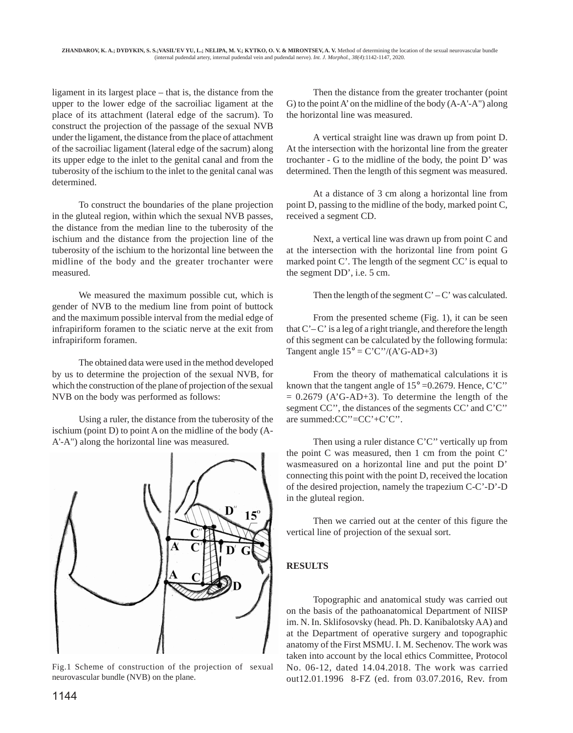ligament in its largest place – that is, the distance from the upper to the lower edge of the sacroiliac ligament at the place of its attachment (lateral edge of the sacrum). To construct the projection of the passage of the sexual NVB under the ligament, the distance from the place of attachment of the sacroiliac ligament (lateral edge of the sacrum) along its upper edge to the inlet to the genital canal and from the tuberosity of the ischium to the inlet to the genital canal was determined.

To construct the boundaries of the plane projection in the gluteal region, within which the sexual NVB passes, the distance from the median line to the tuberosity of the ischium and the distance from the projection line of the tuberosity of the ischium to the horizontal line between the midline of the body and the greater trochanter were measured.

We measured the maximum possible cut, which is gender of NVB to the medium line from point of buttock and the maximum possible interval from the medial edge of infrapiriform foramen to the sciatic nerve at the exit from infrapiriform foramen.

The obtained data were used in the method developed by us to determine the projection of the sexual NVB, for which the construction of the plane of projection of the sexual NVB on the body was performed as follows:

Using a ruler, the distance from the tuberosity of the ischium (point D) to point A on the midline of the body (A-A'-A") along the horizontal line was measured.

Fig.1 Scheme of construction of the projection of sexual neurovascular bundle (NVB) on the plane.

Then the distance from the greater trochanter (point G) to the point A' on the midline of the body (A-A'-A") along the horizontal line was measured.

A vertical straight line was drawn up from point D. At the intersection with the horizontal line from the greater trochanter - G to the midline of the body, the point D' was determined. Then the length of this segment was measured.

At a distance of 3 cm along a horizontal line from point D, passing to the midline of the body, marked point C, received a segment CD.

Next, a vertical line was drawn up from point C and at the intersection with the horizontal line from point G marked point C'. The length of the segment CC' is equal to the segment DD', i.e. 5 cm.

Then the length of the segment C' – C' was calculated.

From the presented scheme (Fig. 1), it can be seen that C'– C' is a leg of a right triangle, and therefore the length of this segment can be calculated by the following formula: Tangent angle 15° = C'C''/(A'G-AD+3)

From the theory of mathematical calculations it is known that the tangent angle of 15° =0.2679. Hence, C'C'' = 0.2679 (A'G-AD+3). To determine the length of the segment CC'', the distances of the segments CC' and C'C'' are summed:CC''=CC'+C'C''.

Then using a ruler distance C'C'' vertically up from the point C was measured, then 1 cm from the point C' wasmeasured on a horizontal line and put the point D' connecting this point with the point D, received the location of the desired projection, namely the trapezium C-C'-D'-D in the gluteal region.

Then we carried out at the center of this figure the vertical line of projection of the sexual sort.

## RESULTS

Topographic and anatomical study was carried out on the basis of the pathoanatomical Department of NIISP im. N. In. Sklifosovsky (head. Ph. D. Kanibalotsky AA) and at the Department of operative surgery and topographic anatomy of the First MSMU. I. M. Sechenov. The work was taken into account by the local ethics Committee, Protocol No. 06-12, dated 14.04.2018. The work was carried out12.01.1996 8-FZ (ed. from 03.07.2016, Rev. from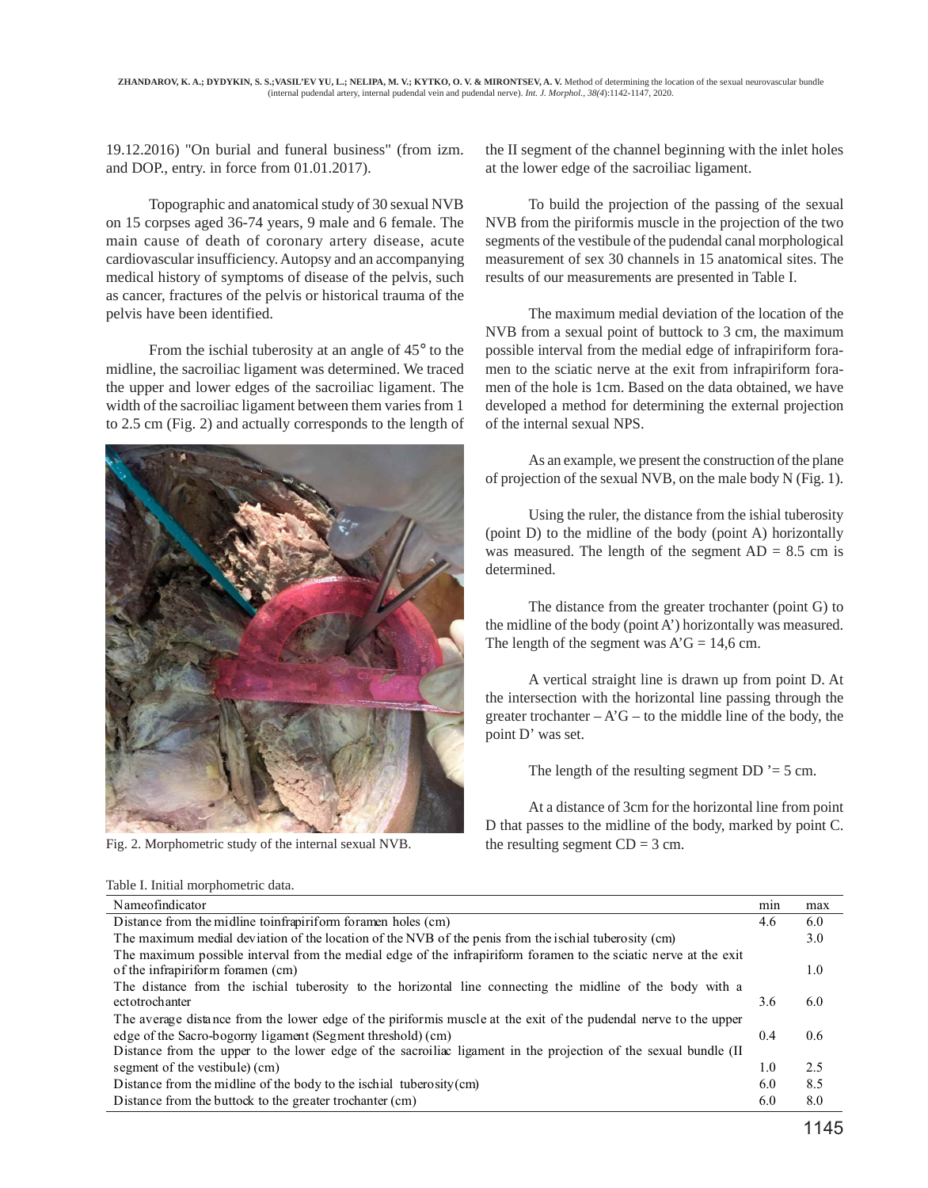19.12.2016) "On burial and funeral business" (from izm. and DOP., entry. in force from 01.01.2017).

Topographic and anatomical study of 30 sexual NVB on 15 corpses aged 36-74 years, 9 male and 6 female. The main cause of death of coronary artery disease, acute cardiovascular insufficiency. Autopsy and an accompanying medical history of symptoms of disease of the pelvis, such as cancer, fractures of the pelvis or historical trauma of the pelvis have been identified.

From the ischial tuberosity at an angle of 45° to the midline, the sacroiliac ligament was determined. We traced the upper and lower edges of the sacroiliac ligament. The width of the sacroiliac ligament between them varies from 1 to 2.5 cm (Fig. 2) and actually corresponds to the length of the II segment of the channel beginning with the inlet holes at the lower edge of the sacroiliac ligament.

Fig. 2. Morphometric study of the internal sexual NVB.

To build the projection of the passing of the sexual NVB from the piriformis muscle in the projection of the two segments of the vestibule of the pudendal canal morphological measurement of sex 30 channels in 15 anatomical sites. The results of our measurements are presented in Table I.

The maximum medial deviation of the location of the NVB from a sexual point of buttock to 3 cm, the maximum possible interval from the medial edge of infrapiriform foramen to the sciatic nerve at the exit from infrapiriform foramen of the hole is 1cm. Based on the data obtained, we have developed a method for determining the external projection of the internal sexual NPS.

As an example, we present the construction of the plane of projection of the sexual NVB, on the male body N (Fig. 1).

Using the ruler, the distance from the ishial tuberosity (point D) to the midline of the body (point A) horizontally was measured. The length of the segment AD = 8.5 cm is determined.

The distance from the greater trochanter (point G) to the midline of the body (point A') horizontally was measured. The length of the segment was A'G = 14,6 cm.

A vertical straight line is drawn up from point D. At the intersection with the horizontal line passing through the greater trochanter – A'G – to the middle line of the body, the point D' was set.

The length of the resulting segment DD '= 5 cm.

At a distance of 3cm for the horizontal line from point D that passes to the midline of the body, marked by point C. the resulting segment CD = 3 cm.

Table I. Initial morphometric data.

| Nameofindicator | min | max |
|---|---|---|
| Distance from the midline toinfrapiriform foramen holes (cm) | 4.6 | 6.0 |
| The maximum medial deviation of the location of the NVB of the penis from the ischial tuberosity (cm) | | 3.0 |
| The maximum possible interval from the medial edge of the infrapiriform foramen to the sciatic nerve at the exit of the infrapiriform foramen (cm) | | 1.0 |
| The distance from the ischial tuberosity to the horizontal line connecting the midline of the body with a ectotrochanter | 3.6 | 6.0 |
| The average distance from the lower edge of the piriformis muscle at the exit of the pudendal nerve to the upper edge of the Sacro-bogorny ligament (Segment threshold) (cm) | 0.4 | 0.6 |
| Distance from the upper to the lower edge of the sacroiliac ligament in the projection of the sexual bundle (II segment of the vestibule) (cm) | 1.0 | 2.5 |
| Distance from the midline of the body to the ischial tuberosity(cm) | 6.0 | 8.5 |
| Distance from the buttock to the greater trochanter (cm) | 6.0 | 8.0 |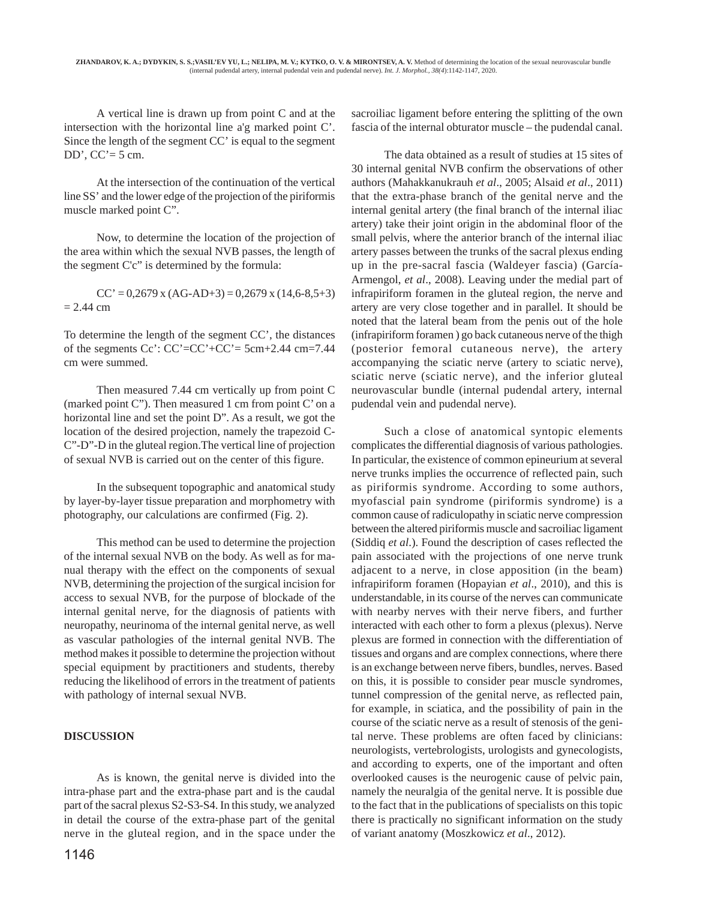A vertical line is drawn up from point C and at the intersection with the horizontal line a'g marked point C'. Since the length of the segment CC' is equal to the segment DD', CC'= 5 cm.

At the intersection of the continuation of the vertical line SS' and the lower edge of the projection of the piriformis muscle marked point C".

Now, to determine the location of the projection of the area within which the sexual NVB passes, the length of the segment C'c" is determined by the formula:

CC' = 0,2679 x (AG-AD+3) = 0,2679 x (14,6-8,5+3) = 2.44 cm

To determine the length of the segment CC', the distances of the segments Cc': CC'=CC'+CC'= 5cm+2.44 cm=7.44 cm were summed.

Then measured 7.44 cm vertically up from point C (marked point C"). Then measured 1 cm from point C' on a horizontal line and set the point D". As a result, we got the location of the desired projection, namely the trapezoid C-C"-D"-D in the gluteal region.The vertical line of projection of sexual NVB is carried out on the center of this figure.

In the subsequent topographic and anatomical study by layer-by-layer tissue preparation and morphometry with photography, our calculations are confirmed (Fig. 2).

This method can be used to determine the projection of the internal sexual NVB on the body. As well as for manual therapy with the effect on the components of sexual NVB, determining the projection of the surgical incision for access to sexual NVB, for the purpose of blockade of the internal genital nerve, for the diagnosis of patients with neuropathy, neurinoma of the internal genital nerve, as well as vascular pathologies of the internal genital NVB. The method makes it possible to determine the projection without special equipment by practitioners and students, thereby reducing the likelihood of errors in the treatment of patients with pathology of internal sexual NVB.

## DISCUSSION

As is known, the genital nerve is divided into the intra-phase part and the extra-phase part and is the caudal part of the sacral plexus S2-S3-S4. In this study, we analyzed in detail the course of the extra-phase part of the genital nerve in the gluteal region, and in the space under the sacroiliac ligament before entering the splitting of the own fascia of the internal obturator muscle – the pudendal canal.

The data obtained as a result of studies at 15 sites of 30 internal genital NVB confirm the observations of other authors (Mahakkanukrauh *et al*., 2005; Alsaid *et al*., 2011) that the extra-phase branch of the genital nerve and the internal genital artery (the final branch of the internal iliac artery) take their joint origin in the abdominal floor of the small pelvis, where the anterior branch of the internal iliac artery passes between the trunks of the sacral plexus ending up in the pre-sacral fascia (Waldeyer fascia) (García-Armengol, *et al*., 2008). Leaving under the medial part of infrapiriform foramen in the gluteal region, the nerve and artery are very close together and in parallel. It should be noted that the lateral beam from the penis out of the hole (infrapiriform foramen ) go back cutaneous nerve of the thigh (posterior femoral cutaneous nerve), the artery accompanying the sciatic nerve (artery to sciatic nerve), sciatic nerve (sciatic nerve), and the inferior gluteal neurovascular bundle (internal pudendal artery, internal pudendal vein and pudendal nerve).

Such a close of anatomical syntopic elements complicates the differential diagnosis of various pathologies. In particular, the existence of common epineurium at several nerve trunks implies the occurrence of reflected pain, such as piriformis syndrome. According to some authors, myofascial pain syndrome (piriformis syndrome) is a common cause of radiculopathy in sciatic nerve compression between the altered piriformis muscle and sacroiliac ligament (Siddiq *et al*.). Found the description of cases reflected the pain associated with the projections of one nerve trunk adjacent to a nerve, in close apposition (in the beam) infrapiriform foramen (Hopayian *et al*., 2010), and this is understandable, in its course of the nerves can communicate with nearby nerves with their nerve fibers, and further interacted with each other to form a plexus (plexus). Nerve plexus are formed in connection with the differentiation of tissues and organs and are complex connections, where there is an exchange between nerve fibers, bundles, nerves. Based on this, it is possible to consider pear muscle syndromes, tunnel compression of the genital nerve, as reflected pain, for example, in sciatica, and the possibility of pain in the course of the sciatic nerve as a result of stenosis of the genital nerve. These problems are often faced by clinicians: neurologists, vertebrologists, urologists and gynecologists, and according to experts, one of the important and often overlooked causes is the neurogenic cause of pelvic pain, namely the neuralgia of the genital nerve. It is possible due to the fact that in the publications of specialists on this topic there is practically no significant information on the study of variant anatomy (Moszkowicz *et al*., 2012).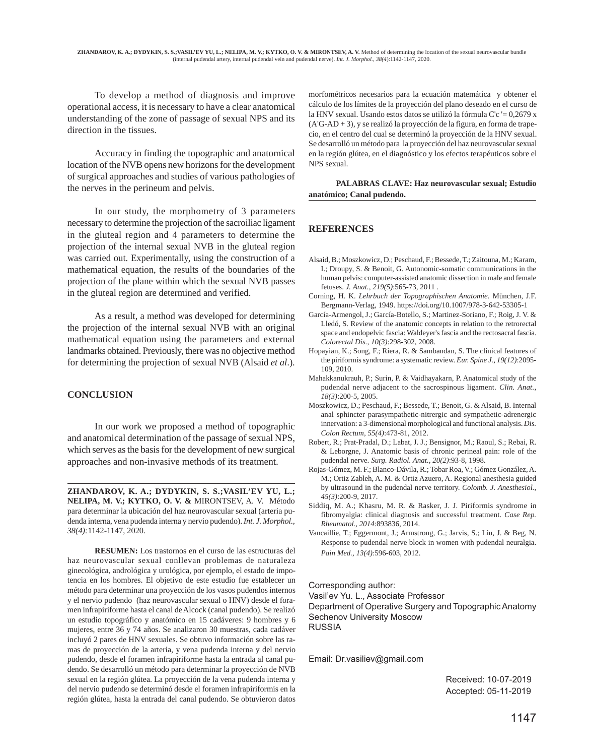To develop a method of diagnosis and improve operational access, it is necessary to have a clear anatomical understanding of the zone of passage of sexual NPS and its direction in the tissues.

Accuracy in finding the topographic and anatomical location of the NVB opens new horizons for the development of surgical approaches and studies of various pathologies of the nerves in the perineum and pelvis.

In our study, the morphometry of 3 parameters necessary to determine the projection of the sacroiliac ligament in the gluteal region and 4 parameters to determine the projection of the internal sexual NVB in the gluteal region was carried out. Experimentally, using the construction of a mathematical equation, the results of the boundaries of the projection of the plane within which the sexual NVB passes in the gluteal region are determined and verified.

As a result, a method was developed for determining the projection of the internal sexual NVB with an original mathematical equation using the parameters and external landmarks obtained. Previously, there was no objective method for determining the projection of sexual NVB (Alsaid *et al*.).

## CONCLUSION

In our work we proposed a method of topographic and anatomical determination of the passage of sexual NPS, which serves as the basis for the development of new surgical approaches and non-invasive methods of its treatment.

---

**ZHANDAROV, K. A.; DYDYKIN, S. S.;VASIL'EV YU, L.; NELIPA, M. V.; KYTKO, O. V. &** MIRONTSEV, A. V. Método para determinar la ubicación del haz neurovascular sexual (arteria pudenda interna, vena pudenda interna y nervio pudendo). *Int. J. Morphol., 38(4):*1142-1147, 2020.

**RESUMEN:** Los trastornos en el curso de las estructuras del haz neurovascular sexual conllevan problemas de naturaleza ginecológica, andrológica y urológica, por ejemplo, el estado de impotencia en los hombres. El objetivo de este estudio fue establecer un método para determinar una proyección de los vasos pudendos internos y el nervio pudendo (haz neurovascular sexual o HNV) desde el foramen infrapiriforme hasta el canal de Alcock (canal pudendo). Se realizó un estudio topográfico y anatómico en 15 cadáveres: 9 hombres y 6 mujeres, entre 36 y 74 años. Se analizaron 30 muestras, cada cadáver incluyó 2 pares de HNV sexuales. Se obtuvo información sobre las ramas de proyección de la arteria, y vena pudenda interna y del nervio pudendo, desde el foramen infrapiriforme hasta la entrada al canal pudendo. Se desarrolló un método para determinar la proyección de NVB sexual en la región glútea. La proyección de la vena pudenda interna y del nervio pudendo se determinó desde el foramen infrapiriformis en la región glútea, hasta la entrada del canal pudendo. Se obtuvieron datos morfométricos necesarios para la ecuación matemática y obtener el cálculo de los límites de la proyección del plano deseado en el curso de la HNV sexual. Usando estos datos se utilizó la fórmula C'c '= 0,2679 x (A'G-AD + 3), y se realizó la proyección de la figura, en forma de trapecio, en el centro del cual se determinó la proyección de la HNV sexual. Se desarrolló un método para la proyección del haz neurovascular sexual en la región glútea, en el diagnóstico y los efectos terapéuticos sobre el NPS sexual.

**PALABRAS CLAVE: Haz neurovascular sexual; Estudio anatómico; Canal pudendo.**

---

## REFERENCES

Alsaid, B.; Moszkowicz, D.; Peschaud, F.; Bessede, T.; Zaitouna, M.; Karam, I.; Droupy, S. & Benoit, G. Autonomic-somatic communications in the human pelvis: computer-assisted anatomic dissection in male and female fetuses. *J. Anat., 219(5)*:565-73, 2011 .

Corning, H. K. *Lehrbuch der Topographischen Anatomie.* München, J.F. Bergmann-Verlag, 1949. https://doi.org/10.1007/978-3-642-53305-1

García-Armengol, J.; García-Botello, S.; Martinez-Soriano, F.; Roig, J. V. & Lledó, S. Review of the anatomic concepts in relation to the retrorectal space and endopelvic fascia: Waldeyer's fascia and the rectosacral fascia. *Colorectal Dis., 10(3)*:298-302, 2008.

Hopayian, K.; Song, F.; Riera, R. & Sambandan, S. The clinical features of the piriformis syndrome: a systematic review. *Eur. Spine J., 19(12)*:2095-109, 2010.

Mahakkanukrauh, P.; Surin, P. & Vaidhayakarn, P. Anatomical study of the pudendal nerve adjacent to the sacrospinous ligament. *Clin. Anat., 18(3)*:200-5, 2005.

Moszkowicz, D.; Peschaud, F.; Bessede, T.; Benoit, G. & Alsaid, B. Internal anal sphincter parasympathetic-nitrergic and sympathetic-adrenergic innervation: a 3-dimensional morphological and functional analysis. *Dis. Colon Rectum, 55(4)*:473-81, 2012.

Robert, R.; Prat-Pradal, D.; Labat, J. J.; Bensignor, M.; Raoul, S.; Rebai, R. & Leborgne, J. Anatomic basis of chronic perineal pain: role of the pudendal nerve. *Surg. Radiol. Anat., 20(2)*:93-8, 1998.

Rojas-Gómez, M. F.; Blanco-Dávila, R.; Tobar Roa, V.; Gómez González, A. M.; Ortiz Zableh, A. M. & Ortiz Azuero, A. Regional anesthesia guided by ultrasound in the pudendal nerve territory. *Colomb. J. Anesthesiol., 45(3)*:200-9, 2017.

Siddiq, M. A.; Khasru, M. R. & Rasker, J. J. Piriformis syndrome in fibromyalgia: clinical diagnosis and successful treatment. *Case Rep. Rheumatol., 2014*:893836, 2014.

Vancaillie, T.; Eggermont, J.; Armstrong, G.; Jarvis, S.; Liu, J. & Beg, N. Response to pudendal nerve block in women with pudendal neuralgia. *Pain Med., 13(4)*:596-603, 2012.

Corresponding author:
Vasil'ev Yu. L., Associate Professor
Department of Operative Surgery and Topographic Anatomy
Sechenov University Moscow
RUSSIA

Email: Dr.vasiliev@gmail.com

Received: 10-07-2019
Accepted: 05-11-2019